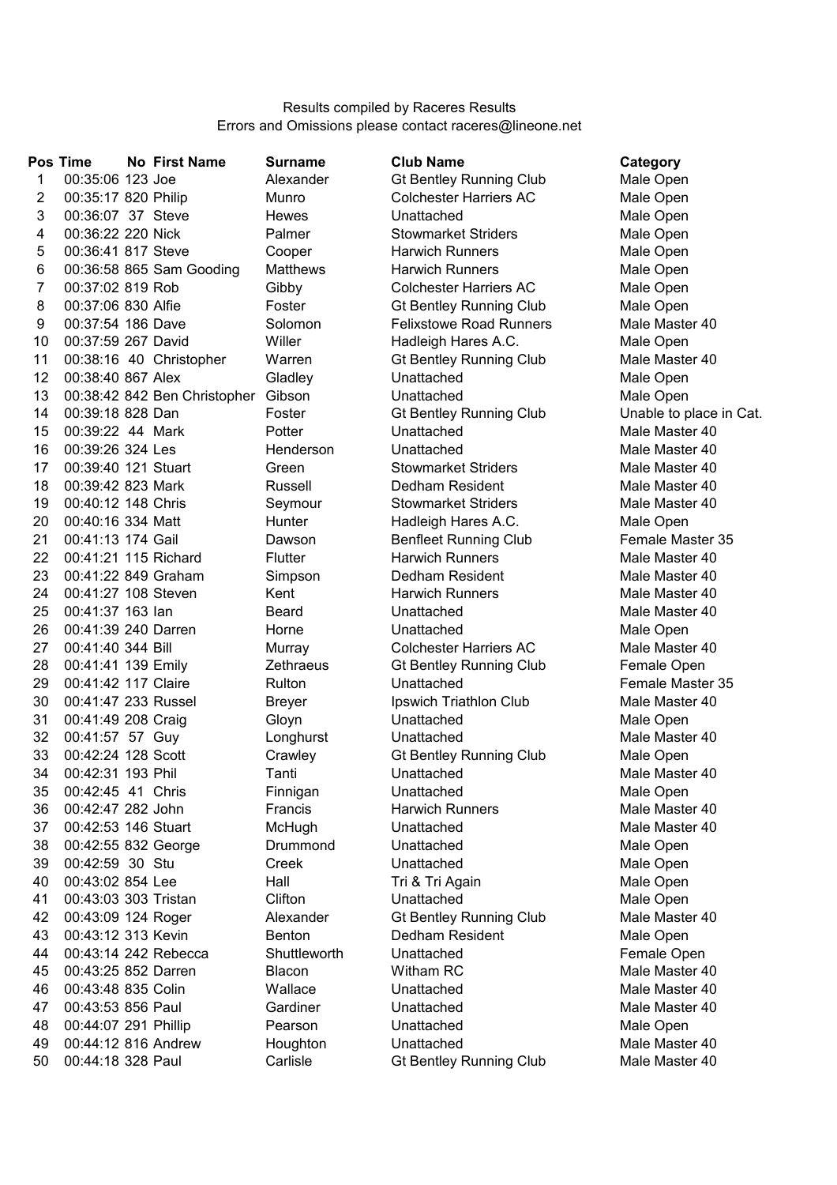Results compiled by Raceres Results
Errors and Omissions please contact raceres@lineone.net

| Pos | Time | No | First Name | Surname | Club Name | Category |
|---|---|---|---|---|---|---|
| 1 | 00:35:06 | 123 | Joe | Alexander | Gt Bentley Running Club | Male Open |
| 2 | 00:35:17 | 820 | Philip | Munro | Colchester Harriers AC | Male Open |
| 3 | 00:36:07 | 37 | Steve | Hewes | Unattached | Male Open |
| 4 | 00:36:22 | 220 | Nick | Palmer | Stowmarket Striders | Male Open |
| 5 | 00:36:41 | 817 | Steve | Cooper | Harwich Runners | Male Open |
| 6 | 00:36:58 | 865 | Sam Gooding | Matthews | Harwich Runners | Male Open |
| 7 | 00:37:02 | 819 | Rob | Gibby | Colchester Harriers AC | Male Open |
| 8 | 00:37:06 | 830 | Alfie | Foster | Gt Bentley Running Club | Male Open |
| 9 | 00:37:54 | 186 | Dave | Solomon | Felixstowe Road Runners | Male Master 40 |
| 10 | 00:37:59 | 267 | David | Willer | Hadleigh Hares A.C. | Male Open |
| 11 | 00:38:16 | 40 | Christopher | Warren | Gt Bentley Running Club | Male Master 40 |
| 12 | 00:38:40 | 867 | Alex | Gladley | Unattached | Male Open |
| 13 | 00:38:42 | 842 | Ben Christopher | Gibson | Unattached | Male Open |
| 14 | 00:39:18 | 828 | Dan | Foster | Gt Bentley Running Club | Unable to place in Cat. |
| 15 | 00:39:22 | 44 | Mark | Potter | Unattached | Male Master 40 |
| 16 | 00:39:26 | 324 | Les | Henderson | Unattached | Male Master 40 |
| 17 | 00:39:40 | 121 | Stuart | Green | Stowmarket Striders | Male Master 40 |
| 18 | 00:39:42 | 823 | Mark | Russell | Dedham Resident | Male Master 40 |
| 19 | 00:40:12 | 148 | Chris | Seymour | Stowmarket Striders | Male Master 40 |
| 20 | 00:40:16 | 334 | Matt | Hunter | Hadleigh Hares A.C. | Male Open |
| 21 | 00:41:13 | 174 | Gail | Dawson | Benfleet Running Club | Female Master 35 |
| 22 | 00:41:21 | 115 | Richard | Flutter | Harwich Runners | Male Master 40 |
| 23 | 00:41:22 | 849 | Graham | Simpson | Dedham Resident | Male Master 40 |
| 24 | 00:41:27 | 108 | Steven | Kent | Harwich Runners | Male Master 40 |
| 25 | 00:41:37 | 163 | Ian | Beard | Unattached | Male Master 40 |
| 26 | 00:41:39 | 240 | Darren | Horne | Unattached | Male Open |
| 27 | 00:41:40 | 344 | Bill | Murray | Colchester Harriers AC | Male Master 40 |
| 28 | 00:41:41 | 139 | Emily | Zethraeus | Gt Bentley Running Club | Female Open |
| 29 | 00:41:42 | 117 | Claire | Rulton | Unattached | Female Master 35 |
| 30 | 00:41:47 | 233 | Russel | Breyer | Ipswich Triathlon Club | Male Master 40 |
| 31 | 00:41:49 | 208 | Craig | Gloyn | Unattached | Male Open |
| 32 | 00:41:57 | 57 | Guy | Longhurst | Unattached | Male Master 40 |
| 33 | 00:42:24 | 128 | Scott | Crawley | Gt Bentley Running Club | Male Open |
| 34 | 00:42:31 | 193 | Phil | Tanti | Unattached | Male Master 40 |
| 35 | 00:42:45 | 41 | Chris | Finnigan | Unattached | Male Open |
| 36 | 00:42:47 | 282 | John | Francis | Harwich Runners | Male Master 40 |
| 37 | 00:42:53 | 146 | Stuart | McHugh | Unattached | Male Master 40 |
| 38 | 00:42:55 | 832 | George | Drummond | Unattached | Male Open |
| 39 | 00:42:59 | 30 | Stu | Creek | Unattached | Male Open |
| 40 | 00:43:02 | 854 | Lee | Hall | Tri & Tri Again | Male Open |
| 41 | 00:43:03 | 303 | Tristan | Clifton | Unattached | Male Open |
| 42 | 00:43:09 | 124 | Roger | Alexander | Gt Bentley Running Club | Male Master 40 |
| 43 | 00:43:12 | 313 | Kevin | Benton | Dedham Resident | Male Open |
| 44 | 00:43:14 | 242 | Rebecca | Shuttleworth | Unattached | Female Open |
| 45 | 00:43:25 | 852 | Darren | Blacon | Witham RC | Male Master 40 |
| 46 | 00:43:48 | 835 | Colin | Wallace | Unattached | Male Master 40 |
| 47 | 00:43:53 | 856 | Paul | Gardiner | Unattached | Male Master 40 |
| 48 | 00:44:07 | 291 | Phillip | Pearson | Unattached | Male Open |
| 49 | 00:44:12 | 816 | Andrew | Houghton | Unattached | Male Master 40 |
| 50 | 00:44:18 | 328 | Paul | Carlisle | Gt Bentley Running Club | Male Master 40 |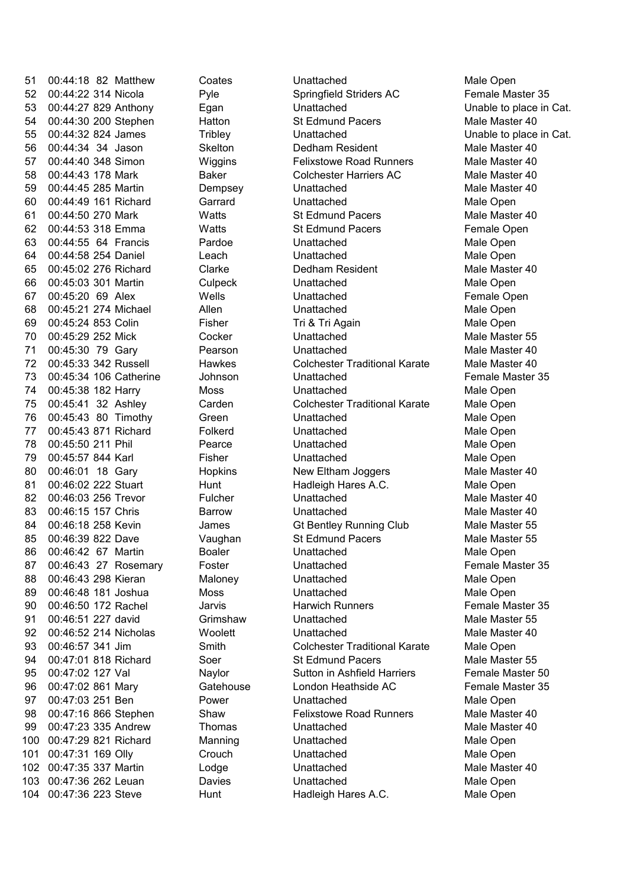| | | | | | | |
|---|---|---|---|---|---|---|
| 51 | 00:44:18 | 82 | Matthew | Coates | Unattached | Male Open |
| 52 | 00:44:22 | 314 | Nicola | Pyle | Springfield Striders AC | Female Master 35 |
| 53 | 00:44:27 | 829 | Anthony | Egan | Unattached | Unable to place in Cat. |
| 54 | 00:44:30 | 200 | Stephen | Hatton | St Edmund Pacers | Male Master 40 |
| 55 | 00:44:32 | 824 | James | Tribley | Unattached | Unable to place in Cat. |
| 56 | 00:44:34 | 34 | Jason | Skelton | Dedham Resident | Male Master 40 |
| 57 | 00:44:40 | 348 | Simon | Wiggins | Felixstowe Road Runners | Male Master 40 |
| 58 | 00:44:43 | 178 | Mark | Baker | Colchester Harriers AC | Male Master 40 |
| 59 | 00:44:45 | 285 | Martin | Dempsey | Unattached | Male Master 40 |
| 60 | 00:44:49 | 161 | Richard | Garrard | Unattached | Male Open |
| 61 | 00:44:50 | 270 | Mark | Watts | St Edmund Pacers | Male Master 40 |
| 62 | 00:44:53 | 318 | Emma | Watts | St Edmund Pacers | Female Open |
| 63 | 00:44:55 | 64 | Francis | Pardoe | Unattached | Male Open |
| 64 | 00:44:58 | 254 | Daniel | Leach | Unattached | Male Open |
| 65 | 00:45:02 | 276 | Richard | Clarke | Dedham Resident | Male Master 40 |
| 66 | 00:45:03 | 301 | Martin | Culpeck | Unattached | Male Open |
| 67 | 00:45:20 | 69 | Alex | Wells | Unattached | Female Open |
| 68 | 00:45:21 | 274 | Michael | Allen | Unattached | Male Open |
| 69 | 00:45:24 | 853 | Colin | Fisher | Tri & Tri Again | Male Open |
| 70 | 00:45:29 | 252 | Mick | Cocker | Unattached | Male Master 55 |
| 71 | 00:45:30 | 79 | Gary | Pearson | Unattached | Male Master 40 |
| 72 | 00:45:33 | 342 | Russell | Hawkes | Colchester Traditional Karate | Male Master 40 |
| 73 | 00:45:34 | 106 | Catherine | Johnson | Unattached | Female Master 35 |
| 74 | 00:45:38 | 182 | Harry | Moss | Unattached | Male Open |
| 75 | 00:45:41 | 32 | Ashley | Carden | Colchester Traditional Karate | Male Open |
| 76 | 00:45:43 | 80 | Timothy | Green | Unattached | Male Open |
| 77 | 00:45:43 | 871 | Richard | Folkerd | Unattached | Male Open |
| 78 | 00:45:50 | 211 | Phil | Pearce | Unattached | Male Open |
| 79 | 00:45:57 | 844 | Karl | Fisher | Unattached | Male Open |
| 80 | 00:46:01 | 18 | Gary | Hopkins | New Eltham Joggers | Male Master 40 |
| 81 | 00:46:02 | 222 | Stuart | Hunt | Hadleigh Hares A.C. | Male Open |
| 82 | 00:46:03 | 256 | Trevor | Fulcher | Unattached | Male Master 40 |
| 83 | 00:46:15 | 157 | Chris | Barrow | Unattached | Male Master 40 |
| 84 | 00:46:18 | 258 | Kevin | James | Gt Bentley Running Club | Male Master 55 |
| 85 | 00:46:39 | 822 | Dave | Vaughan | St Edmund Pacers | Male Master 55 |
| 86 | 00:46:42 | 67 | Martin | Boaler | Unattached | Male Open |
| 87 | 00:46:43 | 27 | Rosemary | Foster | Unattached | Female Master 35 |
| 88 | 00:46:43 | 298 | Kieran | Maloney | Unattached | Male Open |
| 89 | 00:46:48 | 181 | Joshua | Moss | Unattached | Male Open |
| 90 | 00:46:50 | 172 | Rachel | Jarvis | Harwich Runners | Female Master 35 |
| 91 | 00:46:51 | 227 | david | Grimshaw | Unattached | Male Master 55 |
| 92 | 00:46:52 | 214 | Nicholas | Woolett | Unattached | Male Master 40 |
| 93 | 00:46:57 | 341 | Jim | Smith | Colchester Traditional Karate | Male Open |
| 94 | 00:47:01 | 818 | Richard | Soer | St Edmund Pacers | Male Master 55 |
| 95 | 00:47:02 | 127 | Val | Naylor | Sutton in Ashfield Harriers | Female Master 50 |
| 96 | 00:47:02 | 861 | Mary | Gatehouse | London Heathside AC | Female Master 35 |
| 97 | 00:47:03 | 251 | Ben | Power | Unattached | Male Open |
| 98 | 00:47:16 | 866 | Stephen | Shaw | Felixstowe Road Runners | Male Master 40 |
| 99 | 00:47:23 | 335 | Andrew | Thomas | Unattached | Male Master 40 |
| 100 | 00:47:29 | 821 | Richard | Manning | Unattached | Male Open |
| 101 | 00:47:31 | 169 | Olly | Crouch | Unattached | Male Open |
| 102 | 00:47:35 | 337 | Martin | Lodge | Unattached | Male Master 40 |
| 103 | 00:47:36 | 262 | Leuan | Davies | Unattached | Male Open |
| 104 | 00:47:36 | 223 | Steve | Hunt | Hadleigh Hares A.C. | Male Open |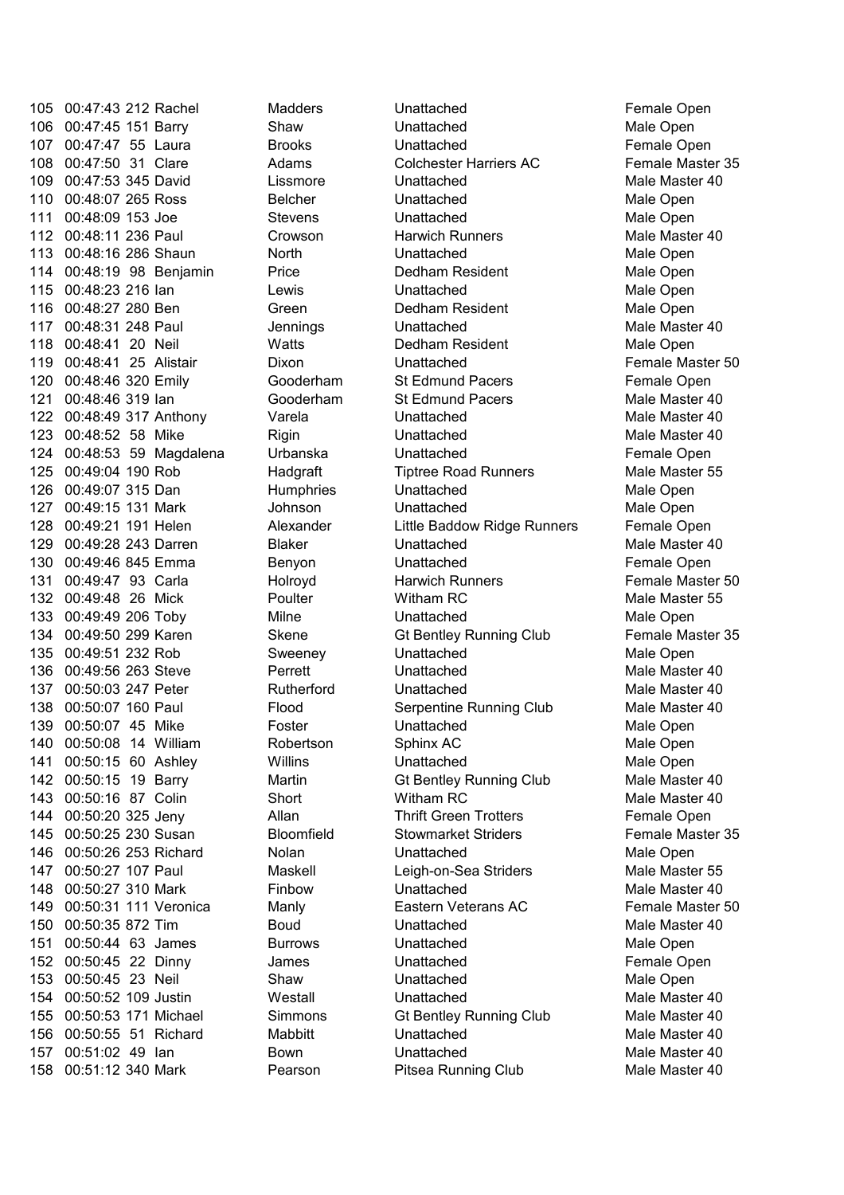| | | | | | | |
|---|---|---|---|---|---|---|
| 105 | 00:47:43 | 212 | Rachel | Madders | Unattached | Female Open |
| 106 | 00:47:45 | 151 | Barry | Shaw | Unattached | Male Open |
| 107 | 00:47:47 | 55 | Laura | Brooks | Unattached | Female Open |
| 108 | 00:47:50 | 31 | Clare | Adams | Colchester Harriers AC | Female Master 35 |
| 109 | 00:47:53 | 345 | David | Lissmore | Unattached | Male Master 40 |
| 110 | 00:48:07 | 265 | Ross | Belcher | Unattached | Male Open |
| 111 | 00:48:09 | 153 | Joe | Stevens | Unattached | Male Open |
| 112 | 00:48:11 | 236 | Paul | Crowson | Harwich Runners | Male Master 40 |
| 113 | 00:48:16 | 286 | Shaun | North | Unattached | Male Open |
| 114 | 00:48:19 | 98 | Benjamin | Price | Dedham Resident | Male Open |
| 115 | 00:48:23 | 216 | Ian | Lewis | Unattached | Male Open |
| 116 | 00:48:27 | 280 | Ben | Green | Dedham Resident | Male Open |
| 117 | 00:48:31 | 248 | Paul | Jennings | Unattached | Male Master 40 |
| 118 | 00:48:41 | 20 | Neil | Watts | Dedham Resident | Male Open |
| 119 | 00:48:41 | 25 | Alistair | Dixon | Unattached | Female Master 50 |
| 120 | 00:48:46 | 320 | Emily | Gooderham | St Edmund Pacers | Female Open |
| 121 | 00:48:46 | 319 | Ian | Gooderham | St Edmund Pacers | Male Master 40 |
| 122 | 00:48:49 | 317 | Anthony | Varela | Unattached | Male Master 40 |
| 123 | 00:48:52 | 58 | Mike | Rigin | Unattached | Male Master 40 |
| 124 | 00:48:53 | 59 | Magdalena | Urbanska | Unattached | Female Open |
| 125 | 00:49:04 | 190 | Rob | Hadgraft | Tiptree Road Runners | Male Master 55 |
| 126 | 00:49:07 | 315 | Dan | Humphries | Unattached | Male Open |
| 127 | 00:49:15 | 131 | Mark | Johnson | Unattached | Male Open |
| 128 | 00:49:21 | 191 | Helen | Alexander | Little Baddow Ridge Runners | Female Open |
| 129 | 00:49:28 | 243 | Darren | Blaker | Unattached | Male Master 40 |
| 130 | 00:49:46 | 845 | Emma | Benyon | Unattached | Female Open |
| 131 | 00:49:47 | 93 | Carla | Holroyd | Harwich Runners | Female Master 50 |
| 132 | 00:49:48 | 26 | Mick | Poulter | Witham RC | Male Master 55 |
| 133 | 00:49:49 | 206 | Toby | Milne | Unattached | Male Open |
| 134 | 00:49:50 | 299 | Karen | Skene | Gt Bentley Running Club | Female Master 35 |
| 135 | 00:49:51 | 232 | Rob | Sweeney | Unattached | Male Open |
| 136 | 00:49:56 | 263 | Steve | Perrett | Unattached | Male Master 40 |
| 137 | 00:50:03 | 247 | Peter | Rutherford | Unattached | Male Master 40 |
| 138 | 00:50:07 | 160 | Paul | Flood | Serpentine Running Club | Male Master 40 |
| 139 | 00:50:07 | 45 | Mike | Foster | Unattached | Male Open |
| 140 | 00:50:08 | 14 | William | Robertson | Sphinx AC | Male Open |
| 141 | 00:50:15 | 60 | Ashley | Willins | Unattached | Male Open |
| 142 | 00:50:15 | 19 | Barry | Martin | Gt Bentley Running Club | Male Master 40 |
| 143 | 00:50:16 | 87 | Colin | Short | Witham RC | Male Master 40 |
| 144 | 00:50:20 | 325 | Jeny | Allan | Thrift Green Trotters | Female Open |
| 145 | 00:50:25 | 230 | Susan | Bloomfield | Stowmarket Striders | Female Master 35 |
| 146 | 00:50:26 | 253 | Richard | Nolan | Unattached | Male Open |
| 147 | 00:50:27 | 107 | Paul | Maskell | Leigh-on-Sea Striders | Male Master 55 |
| 148 | 00:50:27 | 310 | Mark | Finbow | Unattached | Male Master 40 |
| 149 | 00:50:31 | 111 | Veronica | Manly | Eastern Veterans AC | Female Master 50 |
| 150 | 00:50:35 | 872 | Tim | Boud | Unattached | Male Master 40 |
| 151 | 00:50:44 | 63 | James | Burrows | Unattached | Male Open |
| 152 | 00:50:45 | 22 | Dinny | James | Unattached | Female Open |
| 153 | 00:50:45 | 23 | Neil | Shaw | Unattached | Male Open |
| 154 | 00:50:52 | 109 | Justin | Westall | Unattached | Male Master 40 |
| 155 | 00:50:53 | 171 | Michael | Simmons | Gt Bentley Running Club | Male Master 40 |
| 156 | 00:50:55 | 51 | Richard | Mabbitt | Unattached | Male Master 40 |
| 157 | 00:51:02 | 49 | Ian | Bown | Unattached | Male Master 40 |
| 158 | 00:51:12 | 340 | Mark | Pearson | Pitsea Running Club | Male Master 40 |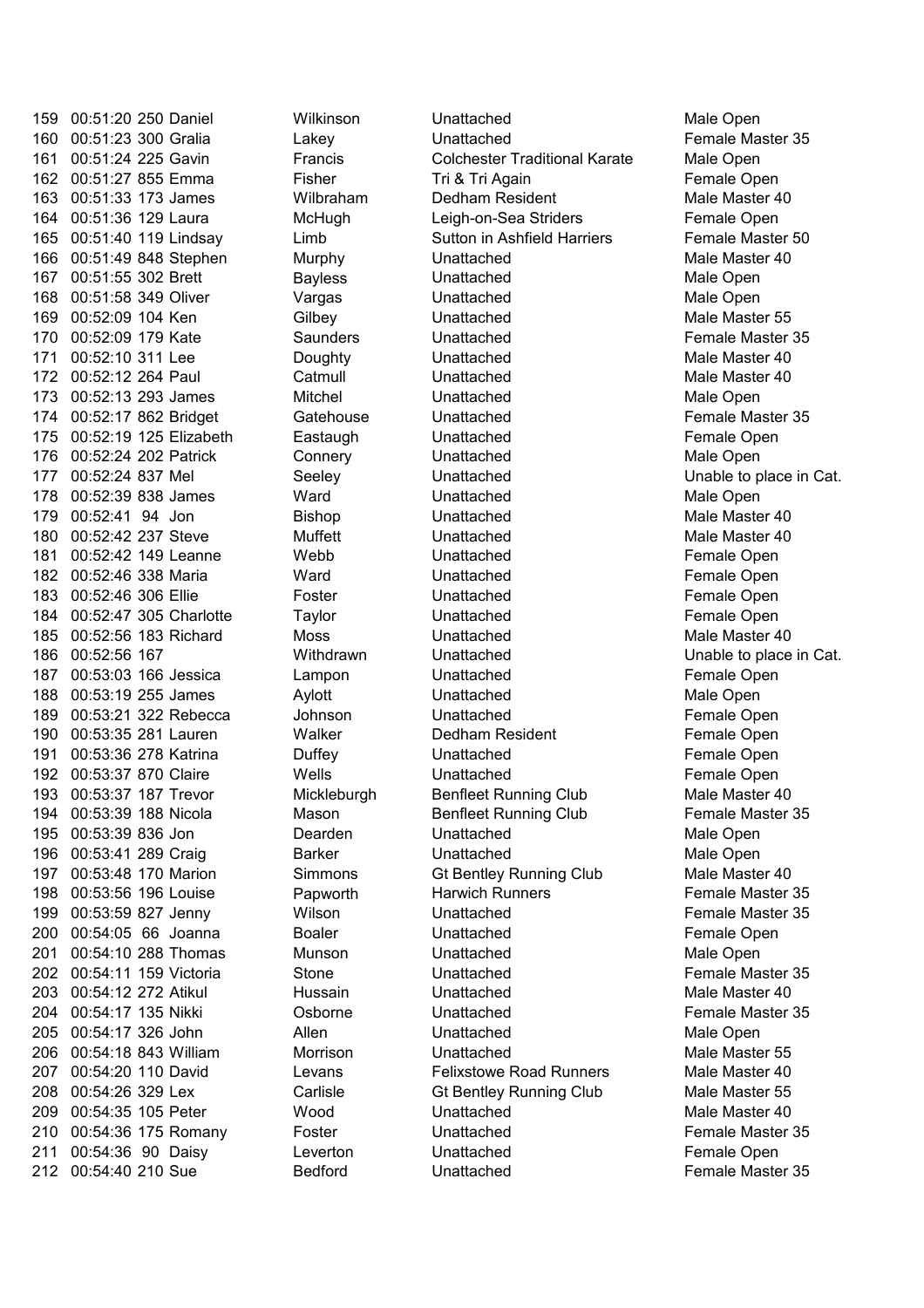| | | | | | | |
|---|---|---|---|---|---|---|
| 159 | 00:51:20 | 250 | Daniel | Wilkinson | Unattached | Male Open |
| 160 | 00:51:23 | 300 | Gralia | Lakey | Unattached | Female Master 35 |
| 161 | 00:51:24 | 225 | Gavin | Francis | Colchester Traditional Karate | Male Open |
| 162 | 00:51:27 | 855 | Emma | Fisher | Tri & Tri Again | Female Open |
| 163 | 00:51:33 | 173 | James | Wilbraham | Dedham Resident | Male Master 40 |
| 164 | 00:51:36 | 129 | Laura | McHugh | Leigh-on-Sea Striders | Female Open |
| 165 | 00:51:40 | 119 | Lindsay | Limb | Sutton in Ashfield Harriers | Female Master 50 |
| 166 | 00:51:49 | 848 | Stephen | Murphy | Unattached | Male Master 40 |
| 167 | 00:51:55 | 302 | Brett | Bayless | Unattached | Male Open |
| 168 | 00:51:58 | 349 | Oliver | Vargas | Unattached | Male Open |
| 169 | 00:52:09 | 104 | Ken | Gilbey | Unattached | Male Master 55 |
| 170 | 00:52:09 | 179 | Kate | Saunders | Unattached | Female Master 35 |
| 171 | 00:52:10 | 311 | Lee | Doughty | Unattached | Male Master 40 |
| 172 | 00:52:12 | 264 | Paul | Catmull | Unattached | Male Master 40 |
| 173 | 00:52:13 | 293 | James | Mitchel | Unattached | Male Open |
| 174 | 00:52:17 | 862 | Bridget | Gatehouse | Unattached | Female Master 35 |
| 175 | 00:52:19 | 125 | Elizabeth | Eastaugh | Unattached | Female Open |
| 176 | 00:52:24 | 202 | Patrick | Connery | Unattached | Male Open |
| 177 | 00:52:24 | 837 | Mel | Seeley | Unattached | Unable to place in Cat. |
| 178 | 00:52:39 | 838 | James | Ward | Unattached | Male Open |
| 179 | 00:52:41 | 94 | Jon | Bishop | Unattached | Male Master 40 |
| 180 | 00:52:42 | 237 | Steve | Muffett | Unattached | Male Master 40 |
| 181 | 00:52:42 | 149 | Leanne | Webb | Unattached | Female Open |
| 182 | 00:52:46 | 338 | Maria | Ward | Unattached | Female Open |
| 183 | 00:52:46 | 306 | Ellie | Foster | Unattached | Female Open |
| 184 | 00:52:47 | 305 | Charlotte | Taylor | Unattached | Female Open |
| 185 | 00:52:56 | 183 | Richard | Moss | Unattached | Male Master 40 |
| 186 | 00:52:56 | 167 | | Withdrawn | Unattached | Unable to place in Cat. |
| 187 | 00:53:03 | 166 | Jessica | Lampon | Unattached | Female Open |
| 188 | 00:53:19 | 255 | James | Aylott | Unattached | Male Open |
| 189 | 00:53:21 | 322 | Rebecca | Johnson | Unattached | Female Open |
| 190 | 00:53:35 | 281 | Lauren | Walker | Dedham Resident | Female Open |
| 191 | 00:53:36 | 278 | Katrina | Duffey | Unattached | Female Open |
| 192 | 00:53:37 | 870 | Claire | Wells | Unattached | Female Open |
| 193 | 00:53:37 | 187 | Trevor | Mickleburgh | Benfleet Running Club | Male Master 40 |
| 194 | 00:53:39 | 188 | Nicola | Mason | Benfleet Running Club | Female Master 35 |
| 195 | 00:53:39 | 836 | Jon | Dearden | Unattached | Male Open |
| 196 | 00:53:41 | 289 | Craig | Barker | Unattached | Male Open |
| 197 | 00:53:48 | 170 | Marion | Simmons | Gt Bentley Running Club | Male Master 40 |
| 198 | 00:53:56 | 196 | Louise | Papworth | Harwich Runners | Female Master 35 |
| 199 | 00:53:59 | 827 | Jenny | Wilson | Unattached | Female Master 35 |
| 200 | 00:54:05 | 66 | Joanna | Boaler | Unattached | Female Open |
| 201 | 00:54:10 | 288 | Thomas | Munson | Unattached | Male Open |
| 202 | 00:54:11 | 159 | Victoria | Stone | Unattached | Female Master 35 |
| 203 | 00:54:12 | 272 | Atikul | Hussain | Unattached | Male Master 40 |
| 204 | 00:54:17 | 135 | Nikki | Osborne | Unattached | Female Master 35 |
| 205 | 00:54:17 | 326 | John | Allen | Unattached | Male Open |
| 206 | 00:54:18 | 843 | William | Morrison | Unattached | Male Master 55 |
| 207 | 00:54:20 | 110 | David | Levans | Felixstowe Road Runners | Male Master 40 |
| 208 | 00:54:26 | 329 | Lex | Carlisle | Gt Bentley Running Club | Male Master 55 |
| 209 | 00:54:35 | 105 | Peter | Wood | Unattached | Male Master 40 |
| 210 | 00:54:36 | 175 | Romany | Foster | Unattached | Female Master 35 |
| 211 | 00:54:36 | 90 | Daisy | Leverton | Unattached | Female Open |
| 212 | 00:54:40 | 210 | Sue | Bedford | Unattached | Female Master 35 |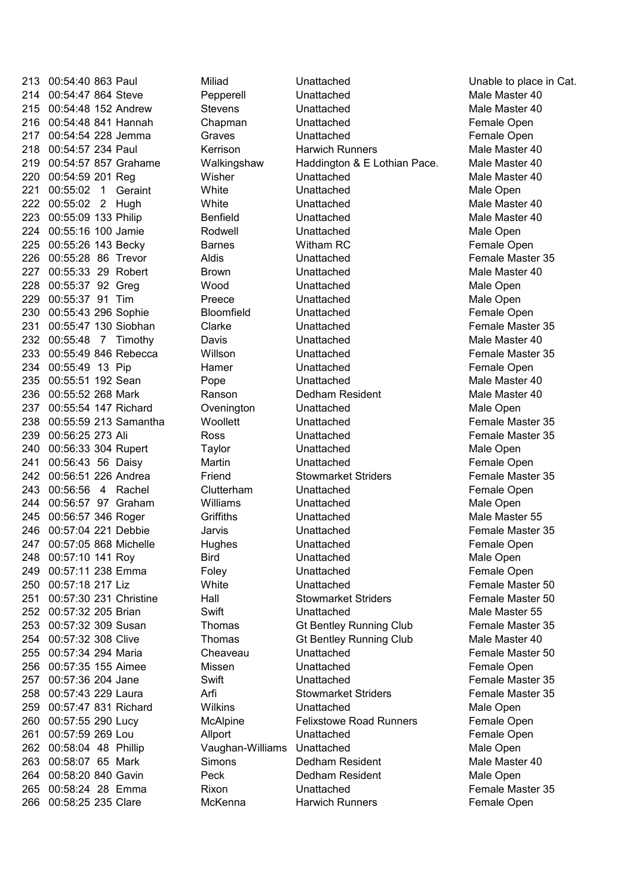| | | | | | | |
|---|---|---|---|---|---|---|
| 213 | 00:54:40 | 863 | Paul | Miliad | Unattached | Unable to place in Cat. |
| 214 | 00:54:47 | 864 | Steve | Pepperell | Unattached | Male Master 40 |
| 215 | 00:54:48 | 152 | Andrew | Stevens | Unattached | Male Master 40 |
| 216 | 00:54:48 | 841 | Hannah | Chapman | Unattached | Female Open |
| 217 | 00:54:54 | 228 | Jemma | Graves | Unattached | Female Open |
| 218 | 00:54:57 | 234 | Paul | Kerrison | Harwich Runners | Male Master 40 |
| 219 | 00:54:57 | 857 | Grahame | Walkingshaw | Haddington & E Lothian Pace. | Male Master 40 |
| 220 | 00:54:59 | 201 | Reg | Wisher | Unattached | Male Master 40 |
| 221 | 00:55:02 | 1 | Geraint | White | Unattached | Male Open |
| 222 | 00:55:02 | 2 | Hugh | White | Unattached | Male Master 40 |
| 223 | 00:55:09 | 133 | Philip | Benfield | Unattached | Male Master 40 |
| 224 | 00:55:16 | 100 | Jamie | Rodwell | Unattached | Male Open |
| 225 | 00:55:26 | 143 | Becky | Barnes | Witham RC | Female Open |
| 226 | 00:55:28 | 86 | Trevor | Aldis | Unattached | Female Master 35 |
| 227 | 00:55:33 | 29 | Robert | Brown | Unattached | Male Master 40 |
| 228 | 00:55:37 | 92 | Greg | Wood | Unattached | Male Open |
| 229 | 00:55:37 | 91 | Tim | Preece | Unattached | Male Open |
| 230 | 00:55:43 | 296 | Sophie | Bloomfield | Unattached | Female Open |
| 231 | 00:55:47 | 130 | Siobhan | Clarke | Unattached | Female Master 35 |
| 232 | 00:55:48 | 7 | Timothy | Davis | Unattached | Male Master 40 |
| 233 | 00:55:49 | 846 | Rebecca | Willson | Unattached | Female Master 35 |
| 234 | 00:55:49 | 13 | Pip | Hamer | Unattached | Female Open |
| 235 | 00:55:51 | 192 | Sean | Pope | Unattached | Male Master 40 |
| 236 | 00:55:52 | 268 | Mark | Ranson | Dedham Resident | Male Master 40 |
| 237 | 00:55:54 | 147 | Richard | Ovenington | Unattached | Male Open |
| 238 | 00:55:59 | 213 | Samantha | Woollett | Unattached | Female Master 35 |
| 239 | 00:56:25 | 273 | Ali | Ross | Unattached | Female Master 35 |
| 240 | 00:56:33 | 304 | Rupert | Taylor | Unattached | Male Open |
| 241 | 00:56:43 | 56 | Daisy | Martin | Unattached | Female Open |
| 242 | 00:56:51 | 226 | Andrea | Friend | Stowmarket Striders | Female Master 35 |
| 243 | 00:56:56 | 4 | Rachel | Clutterham | Unattached | Female Open |
| 244 | 00:56:57 | 97 | Graham | Williams | Unattached | Male Open |
| 245 | 00:56:57 | 346 | Roger | Griffiths | Unattached | Male Master 55 |
| 246 | 00:57:04 | 221 | Debbie | Jarvis | Unattached | Female Master 35 |
| 247 | 00:57:05 | 868 | Michelle | Hughes | Unattached | Female Open |
| 248 | 00:57:10 | 141 | Roy | Bird | Unattached | Male Open |
| 249 | 00:57:11 | 238 | Emma | Foley | Unattached | Female Open |
| 250 | 00:57:18 | 217 | Liz | White | Unattached | Female Master 50 |
| 251 | 00:57:30 | 231 | Christine | Hall | Stowmarket Striders | Female Master 50 |
| 252 | 00:57:32 | 205 | Brian | Swift | Unattached | Male Master 55 |
| 253 | 00:57:32 | 309 | Susan | Thomas | Gt Bentley Running Club | Female Master 35 |
| 254 | 00:57:32 | 308 | Clive | Thomas | Gt Bentley Running Club | Male Master 40 |
| 255 | 00:57:34 | 294 | Maria | Cheaveau | Unattached | Female Master 50 |
| 256 | 00:57:35 | 155 | Aimee | Missen | Unattached | Female Open |
| 257 | 00:57:36 | 204 | Jane | Swift | Unattached | Female Master 35 |
| 258 | 00:57:43 | 229 | Laura | Arfi | Stowmarket Striders | Female Master 35 |
| 259 | 00:57:47 | 831 | Richard | Wilkins | Unattached | Male Open |
| 260 | 00:57:55 | 290 | Lucy | McAlpine | Felixstowe Road Runners | Female Open |
| 261 | 00:57:59 | 269 | Lou | Allport | Unattached | Female Open |
| 262 | 00:58:04 | 48 | Phillip | Vaughan-Williams | Unattached | Male Open |
| 263 | 00:58:07 | 65 | Mark | Simons | Dedham Resident | Male Master 40 |
| 264 | 00:58:20 | 840 | Gavin | Peck | Dedham Resident | Male Open |
| 265 | 00:58:24 | 28 | Emma | Rixon | Unattached | Female Master 35 |
| 266 | 00:58:25 | 235 | Clare | McKenna | Harwich Runners | Female Open |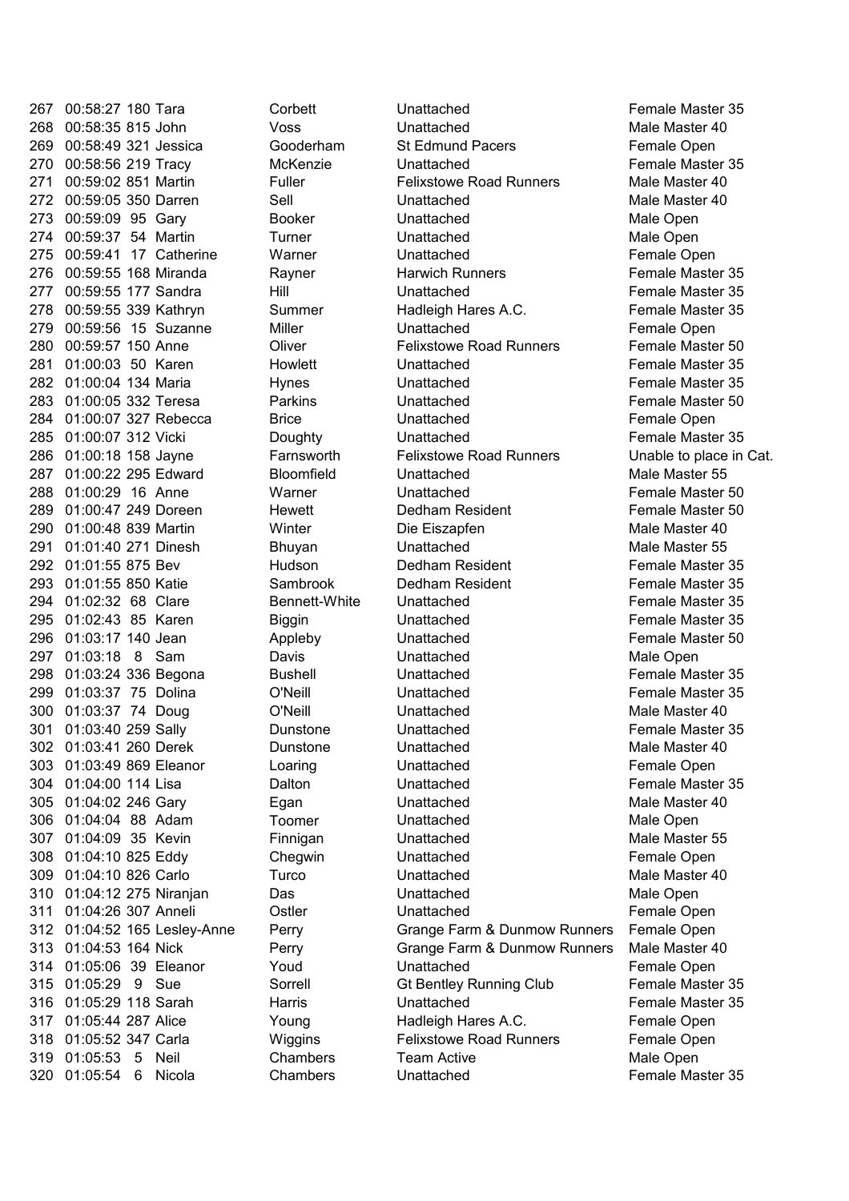| | | | | | | |
|---|---|---|---|---|---|---|
| 267 | 00:58:27 | 180 | Tara | Corbett | Unattached | Female Master 35 |
| 268 | 00:58:35 | 815 | John | Voss | Unattached | Male Master 40 |
| 269 | 00:58:49 | 321 | Jessica | Gooderham | St Edmund Pacers | Female Open |
| 270 | 00:58:56 | 219 | Tracy | McKenzie | Unattached | Female Master 35 |
| 271 | 00:59:02 | 851 | Martin | Fuller | Felixstowe Road Runners | Male Master 40 |
| 272 | 00:59:05 | 350 | Darren | Sell | Unattached | Male Master 40 |
| 273 | 00:59:09 | 95 | Gary | Booker | Unattached | Male Open |
| 274 | 00:59:37 | 54 | Martin | Turner | Unattached | Male Open |
| 275 | 00:59:41 | 17 | Catherine | Warner | Unattached | Female Open |
| 276 | 00:59:55 | 168 | Miranda | Rayner | Harwich Runners | Female Master 35 |
| 277 | 00:59:55 | 177 | Sandra | Hill | Unattached | Female Master 35 |
| 278 | 00:59:55 | 339 | Kathryn | Summer | Hadleigh Hares A.C. | Female Master 35 |
| 279 | 00:59:56 | 15 | Suzanne | Miller | Unattached | Female Open |
| 280 | 00:59:57 | 150 | Anne | Oliver | Felixstowe Road Runners | Female Master 50 |
| 281 | 01:00:03 | 50 | Karen | Howlett | Unattached | Female Master 35 |
| 282 | 01:00:04 | 134 | Maria | Hynes | Unattached | Female Master 35 |
| 283 | 01:00:05 | 332 | Teresa | Parkins | Unattached | Female Master 50 |
| 284 | 01:00:07 | 327 | Rebecca | Brice | Unattached | Female Open |
| 285 | 01:00:07 | 312 | Vicki | Doughty | Unattached | Female Master 35 |
| 286 | 01:00:18 | 158 | Jayne | Farnsworth | Felixstowe Road Runners | Unable to place in Cat. |
| 287 | 01:00:22 | 295 | Edward | Bloomfield | Unattached | Male Master 55 |
| 288 | 01:00:29 | 16 | Anne | Warner | Unattached | Female Master 50 |
| 289 | 01:00:47 | 249 | Doreen | Hewett | Dedham Resident | Female Master 50 |
| 290 | 01:00:48 | 839 | Martin | Winter | Die Eiszapfen | Male Master 40 |
| 291 | 01:01:40 | 271 | Dinesh | Bhuyan | Unattached | Male Master 55 |
| 292 | 01:01:55 | 875 | Bev | Hudson | Dedham Resident | Female Master 35 |
| 293 | 01:01:55 | 850 | Katie | Sambrook | Dedham Resident | Female Master 35 |
| 294 | 01:02:32 | 68 | Clare | Bennett-White | Unattached | Female Master 35 |
| 295 | 01:02:43 | 85 | Karen | Biggin | Unattached | Female Master 35 |
| 296 | 01:03:17 | 140 | Jean | Appleby | Unattached | Female Master 50 |
| 297 | 01:03:18 | 8 | Sam | Davis | Unattached | Male Open |
| 298 | 01:03:24 | 336 | Begona | Bushell | Unattached | Female Master 35 |
| 299 | 01:03:37 | 75 | Dolina | O'Neill | Unattached | Female Master 35 |
| 300 | 01:03:37 | 74 | Doug | O'Neill | Unattached | Male Master 40 |
| 301 | 01:03:40 | 259 | Sally | Dunstone | Unattached | Female Master 35 |
| 302 | 01:03:41 | 260 | Derek | Dunstone | Unattached | Male Master 40 |
| 303 | 01:03:49 | 869 | Eleanor | Loaring | Unattached | Female Open |
| 304 | 01:04:00 | 114 | Lisa | Dalton | Unattached | Female Master 35 |
| 305 | 01:04:02 | 246 | Gary | Egan | Unattached | Male Master 40 |
| 306 | 01:04:04 | 88 | Adam | Toomer | Unattached | Male Open |
| 307 | 01:04:09 | 35 | Kevin | Finnigan | Unattached | Male Master 55 |
| 308 | 01:04:10 | 825 | Eddy | Chegwin | Unattached | Female Open |
| 309 | 01:04:10 | 826 | Carlo | Turco | Unattached | Male Master 40 |
| 310 | 01:04:12 | 275 | Niranjan | Das | Unattached | Male Open |
| 311 | 01:04:26 | 307 | Anneli | Ostler | Unattached | Female Open |
| 312 | 01:04:52 | 165 | Lesley-Anne | Perry | Grange Farm & Dunmow Runners | Female Open |
| 313 | 01:04:53 | 164 | Nick | Perry | Grange Farm & Dunmow Runners | Male Master 40 |
| 314 | 01:05:06 | 39 | Eleanor | Youd | Unattached | Female Open |
| 315 | 01:05:29 | 9 | Sue | Sorrell | Gt Bentley Running Club | Female Master 35 |
| 316 | 01:05:29 | 118 | Sarah | Harris | Unattached | Female Master 35 |
| 317 | 01:05:44 | 287 | Alice | Young | Hadleigh Hares A.C. | Female Open |
| 318 | 01:05:52 | 347 | Carla | Wiggins | Felixstowe Road Runners | Female Open |
| 319 | 01:05:53 | 5 | Neil | Chambers | Team Active | Male Open |
| 320 | 01:05:54 | 6 | Nicola | Chambers | Unattached | Female Master 35 |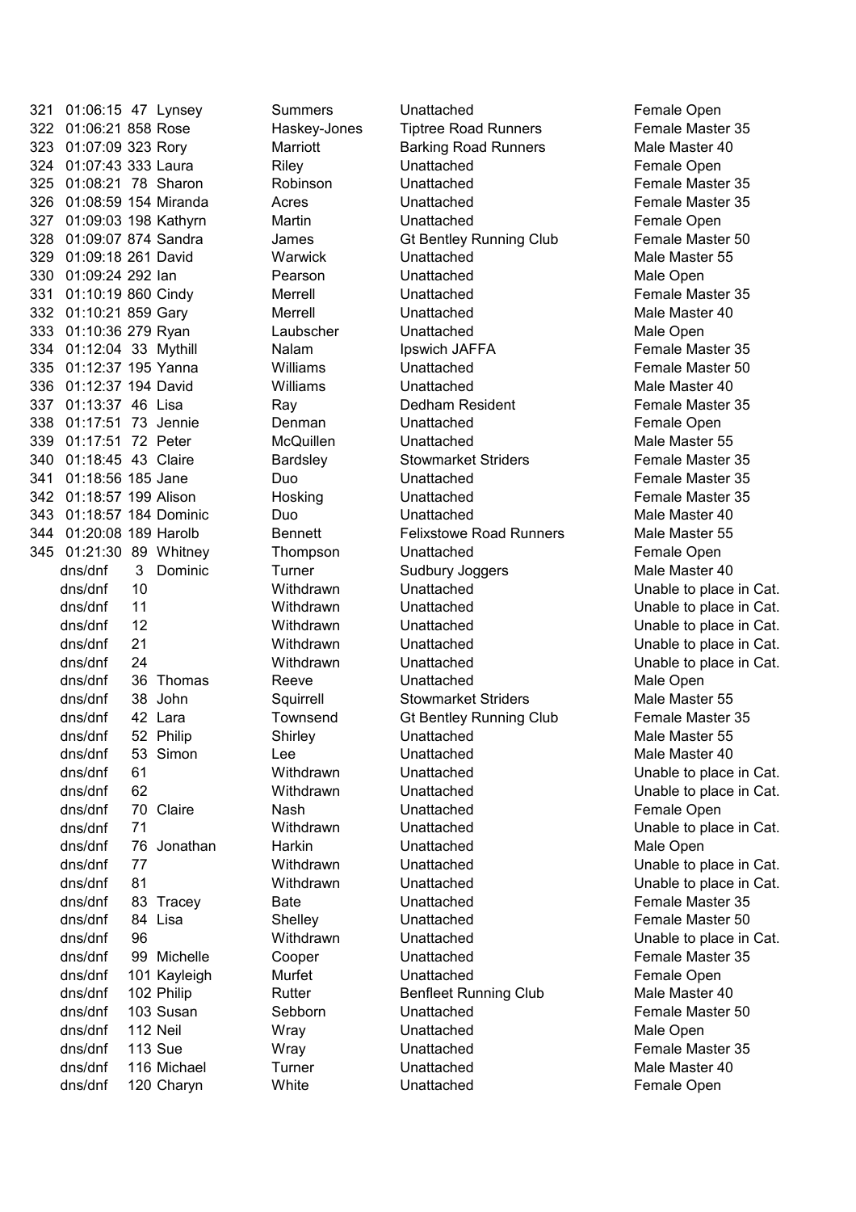| | | | | | | |
|---|---|---|---|---|---|---|
| 321 | 01:06:15 | 47 | Lynsey | Summers | Unattached | Female Open |
| 322 | 01:06:21 | 858 | Rose | Haskey-Jones | Tiptree Road Runners | Female Master 35 |
| 323 | 01:07:09 | 323 | Rory | Marriott | Barking Road Runners | Male Master 40 |
| 324 | 01:07:43 | 333 | Laura | Riley | Unattached | Female Open |
| 325 | 01:08:21 | 78 | Sharon | Robinson | Unattached | Female Master 35 |
| 326 | 01:08:59 | 154 | Miranda | Acres | Unattached | Female Master 35 |
| 327 | 01:09:03 | 198 | Kathyrn | Martin | Unattached | Female Open |
| 328 | 01:09:07 | 874 | Sandra | James | Gt Bentley Running Club | Female Master 50 |
| 329 | 01:09:18 | 261 | David | Warwick | Unattached | Male Master 55 |
| 330 | 01:09:24 | 292 | Ian | Pearson | Unattached | Male Open |
| 331 | 01:10:19 | 860 | Cindy | Merrell | Unattached | Female Master 35 |
| 332 | 01:10:21 | 859 | Gary | Merrell | Unattached | Male Master 40 |
| 333 | 01:10:36 | 279 | Ryan | Laubscher | Unattached | Male Open |
| 334 | 01:12:04 | 33 | Mythill | Nalam | Ipswich JAFFA | Female Master 35 |
| 335 | 01:12:37 | 195 | Yanna | Williams | Unattached | Female Master 50 |
| 336 | 01:12:37 | 194 | David | Williams | Unattached | Male Master 40 |
| 337 | 01:13:37 | 46 | Lisa | Ray | Dedham Resident | Female Master 35 |
| 338 | 01:17:51 | 73 | Jennie | Denman | Unattached | Female Open |
| 339 | 01:17:51 | 72 | Peter | McQuillen | Unattached | Male Master 55 |
| 340 | 01:18:45 | 43 | Claire | Bardsley | Stowmarket Striders | Female Master 35 |
| 341 | 01:18:56 | 185 | Jane | Duo | Unattached | Female Master 35 |
| 342 | 01:18:57 | 199 | Alison | Hosking | Unattached | Female Master 35 |
| 343 | 01:18:57 | 184 | Dominic | Duo | Unattached | Male Master 40 |
| 344 | 01:20:08 | 189 | Harolb | Bennett | Felixstowe Road Runners | Male Master 55 |
| 345 | 01:21:30 | 89 | Whitney | Thompson | Unattached | Female Open |
| | dns/dnf | 3 | Dominic | Turner | Sudbury Joggers | Male Master 40 |
| | dns/dnf | 10 | | Withdrawn | Unattached | Unable to place in Cat. |
| | dns/dnf | 11 | | Withdrawn | Unattached | Unable to place in Cat. |
| | dns/dnf | 12 | | Withdrawn | Unattached | Unable to place in Cat. |
| | dns/dnf | 21 | | Withdrawn | Unattached | Unable to place in Cat. |
| | dns/dnf | 24 | | Withdrawn | Unattached | Unable to place in Cat. |
| | dns/dnf | 36 | Thomas | Reeve | Unattached | Male Open |
| | dns/dnf | 38 | John | Squirrell | Stowmarket Striders | Male Master 55 |
| | dns/dnf | 42 | Lara | Townsend | Gt Bentley Running Club | Female Master 35 |
| | dns/dnf | 52 | Philip | Shirley | Unattached | Male Master 55 |
| | dns/dnf | 53 | Simon | Lee | Unattached | Male Master 40 |
| | dns/dnf | 61 | | Withdrawn | Unattached | Unable to place in Cat. |
| | dns/dnf | 62 | | Withdrawn | Unattached | Unable to place in Cat. |
| | dns/dnf | 70 | Claire | Nash | Unattached | Female Open |
| | dns/dnf | 71 | | Withdrawn | Unattached | Unable to place in Cat. |
| | dns/dnf | 76 | Jonathan | Harkin | Unattached | Male Open |
| | dns/dnf | 77 | | Withdrawn | Unattached | Unable to place in Cat. |
| | dns/dnf | 81 | | Withdrawn | Unattached | Unable to place in Cat. |
| | dns/dnf | 83 | Tracey | Bate | Unattached | Female Master 35 |
| | dns/dnf | 84 | Lisa | Shelley | Unattached | Female Master 50 |
| | dns/dnf | 96 | | Withdrawn | Unattached | Unable to place in Cat. |
| | dns/dnf | 99 | Michelle | Cooper | Unattached | Female Master 35 |
| | dns/dnf | 101 | Kayleigh | Murfet | Unattached | Female Open |
| | dns/dnf | 102 | Philip | Rutter | Benfleet Running Club | Male Master 40 |
| | dns/dnf | 103 | Susan | Sebborn | Unattached | Female Master 50 |
| | dns/dnf | 112 | Neil | Wray | Unattached | Male Open |
| | dns/dnf | 113 | Sue | Wray | Unattached | Female Master 35 |
| | dns/dnf | 116 | Michael | Turner | Unattached | Male Master 40 |
| | dns/dnf | 120 | Charyn | White | Unattached | Female Open |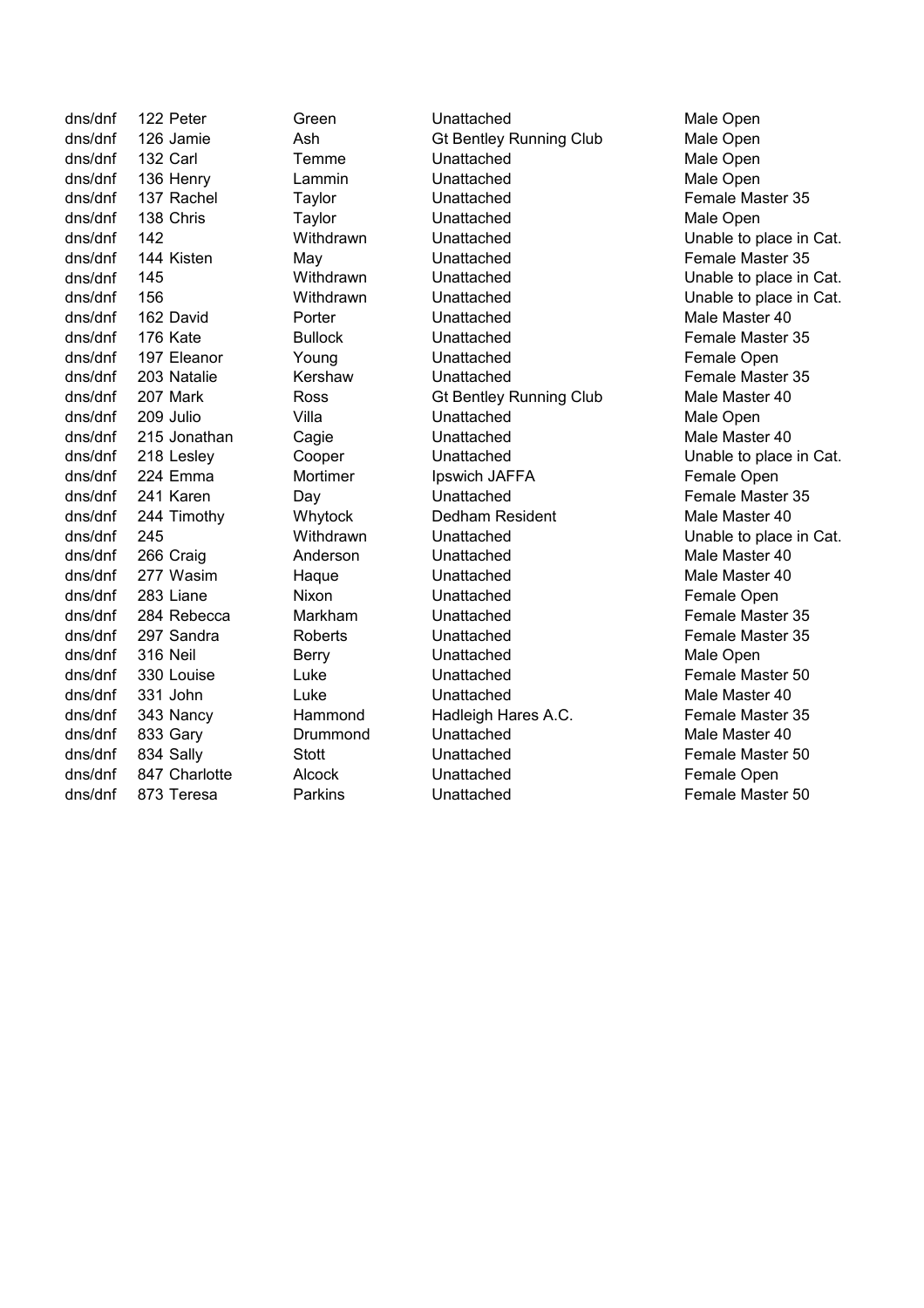| | | | | | |
|---|---|---|---|---|---|
| dns/dnf | 122 | Peter | Green | Unattached | Male Open |
| dns/dnf | 126 | Jamie | Ash | Gt Bentley Running Club | Male Open |
| dns/dnf | 132 | Carl | Temme | Unattached | Male Open |
| dns/dnf | 136 | Henry | Lammin | Unattached | Male Open |
| dns/dnf | 137 | Rachel | Taylor | Unattached | Female Master 35 |
| dns/dnf | 138 | Chris | Taylor | Unattached | Male Open |
| dns/dnf | 142 | | Withdrawn | Unattached | Unable to place in Cat. |
| dns/dnf | 144 | Kisten | May | Unattached | Female Master 35 |
| dns/dnf | 145 | | Withdrawn | Unattached | Unable to place in Cat. |
| dns/dnf | 156 | | Withdrawn | Unattached | Unable to place in Cat. |
| dns/dnf | 162 | David | Porter | Unattached | Male Master 40 |
| dns/dnf | 176 | Kate | Bullock | Unattached | Female Master 35 |
| dns/dnf | 197 | Eleanor | Young | Unattached | Female Open |
| dns/dnf | 203 | Natalie | Kershaw | Unattached | Female Master 35 |
| dns/dnf | 207 | Mark | Ross | Gt Bentley Running Club | Male Master 40 |
| dns/dnf | 209 | Julio | Villa | Unattached | Male Open |
| dns/dnf | 215 | Jonathan | Cagie | Unattached | Male Master 40 |
| dns/dnf | 218 | Lesley | Cooper | Unattached | Unable to place in Cat. |
| dns/dnf | 224 | Emma | Mortimer | Ipswich JAFFA | Female Open |
| dns/dnf | 241 | Karen | Day | Unattached | Female Master 35 |
| dns/dnf | 244 | Timothy | Whytock | Dedham Resident | Male Master 40 |
| dns/dnf | 245 | | Withdrawn | Unattached | Unable to place in Cat. |
| dns/dnf | 266 | Craig | Anderson | Unattached | Male Master 40 |
| dns/dnf | 277 | Wasim | Haque | Unattached | Male Master 40 |
| dns/dnf | 283 | Liane | Nixon | Unattached | Female Open |
| dns/dnf | 284 | Rebecca | Markham | Unattached | Female Master 35 |
| dns/dnf | 297 | Sandra | Roberts | Unattached | Female Master 35 |
| dns/dnf | 316 | Neil | Berry | Unattached | Male Open |
| dns/dnf | 330 | Louise | Luke | Unattached | Female Master 50 |
| dns/dnf | 331 | John | Luke | Unattached | Male Master 40 |
| dns/dnf | 343 | Nancy | Hammond | Hadleigh Hares A.C. | Female Master 35 |
| dns/dnf | 833 | Gary | Drummond | Unattached | Male Master 40 |
| dns/dnf | 834 | Sally | Stott | Unattached | Female Master 50 |
| dns/dnf | 847 | Charlotte | Alcock | Unattached | Female Open |
| dns/dnf | 873 | Teresa | Parkins | Unattached | Female Master 50 |